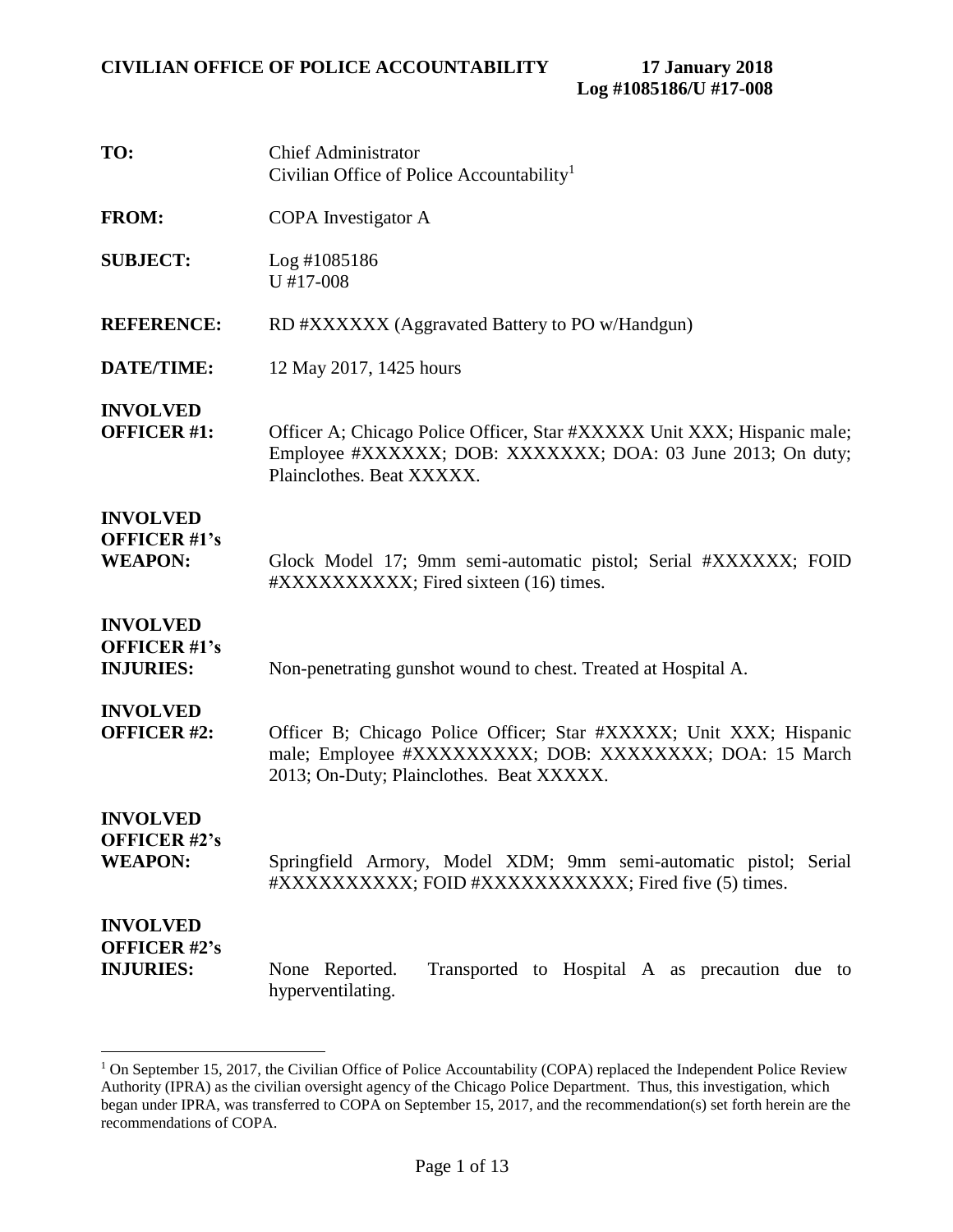**CIVILIAN OFFICE OF POLICE ACCOUNTABILITY** **17 January 2018**
**Log #1085186/U #17-008**

| | |
|---|---|
| **TO:** | Chief Administrator<br>Civilian Office of Police Accountability[1] |
| **FROM:** | COPA Investigator A |
| **SUBJECT:** | Log #1085186<br>U #17-008 |
| **REFERENCE:** | RD #XXXXXX (Aggravated Battery to PO w/Handgun) |
| **DATE/TIME:** | 12 May 2017, 1425 hours |
| **INVOLVED OFFICER #1:** | Officer A; Chicago Police Officer, Star #XXXXX Unit XXX; Hispanic male; Employee #XXXXXX; DOB: XXXXXXX; DOA: 03 June 2013; On duty; Plainclothes. Beat XXXXX. |
| **INVOLVED OFFICER #1's WEAPON:** | Glock Model 17; 9mm semi-automatic pistol; Serial #XXXXXX; FOID #XXXXXXXXXX; Fired sixteen (16) times. |
| **INVOLVED OFFICER #1's INJURIES:** | Non-penetrating gunshot wound to chest. Treated at Hospital A. |
| **INVOLVED OFFICER #2:** | Officer B; Chicago Police Officer; Star #XXXXX; Unit XXX; Hispanic male; Employee #XXXXXXXXX; DOB: XXXXXXXX; DOA: 15 March 2013; On-Duty; Plainclothes. Beat XXXXX. |
| **INVOLVED OFFICER #2's WEAPON:** | Springfield Armory, Model XDM; 9mm semi-automatic pistol; Serial #XXXXXXXXXX; FOID #XXXXXXXXXXX; Fired five (5) times. |
| **INVOLVED OFFICER #2's INJURIES:** | None Reported. Transported to Hospital A as precaution due to hyperventilating. |

[1] On September 15, 2017, the Civilian Office of Police Accountability (COPA) replaced the Independent Police Review Authority (IPRA) as the civilian oversight agency of the Chicago Police Department. Thus, this investigation, which began under IPRA, was transferred to COPA on September 15, 2017, and the recommendation(s) set forth herein are the recommendations of COPA.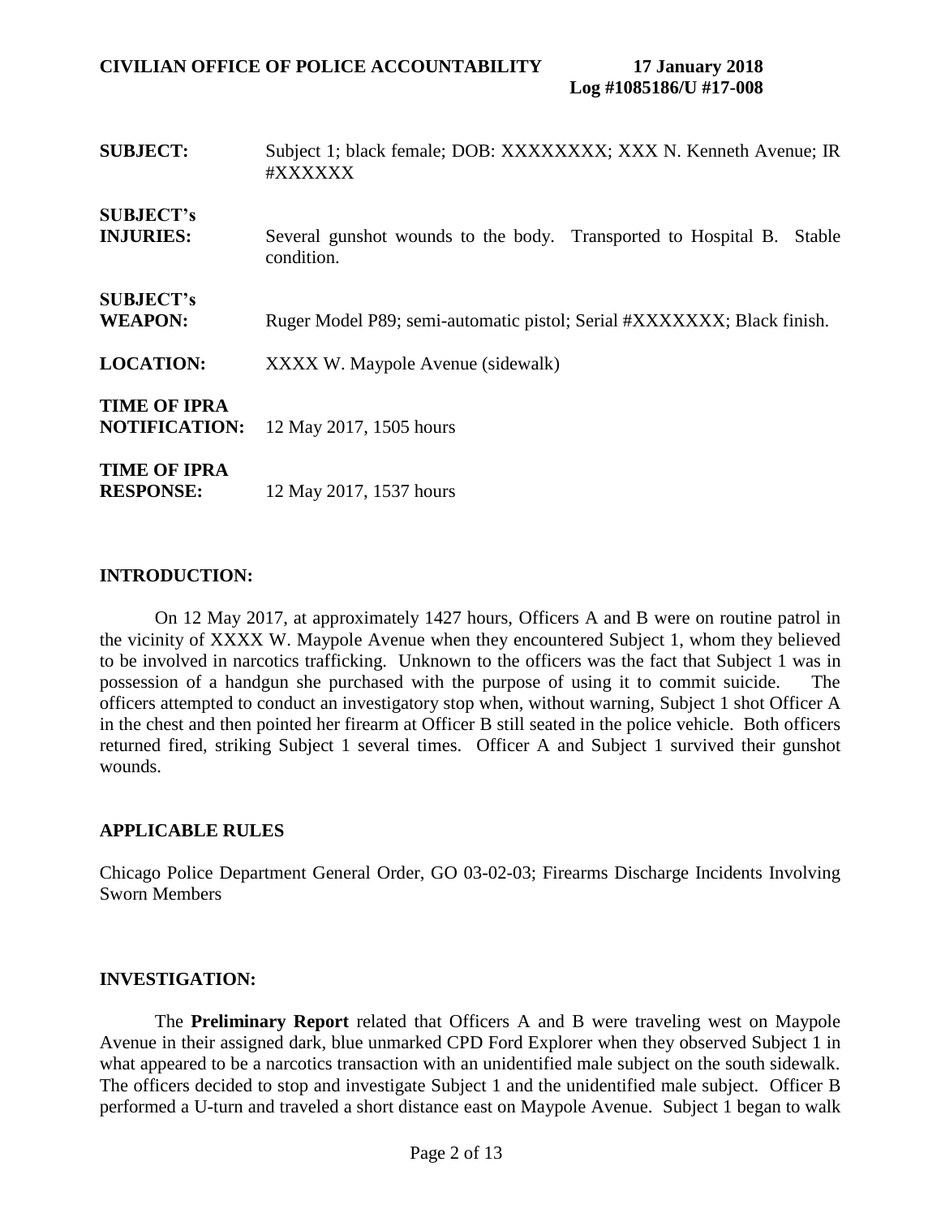**SUBJECT:** Subject 1; black female; DOB: XXXXXXXX; XXX N. Kenneth Avenue; IR #XXXXXX

**SUBJECT's INJURIES:** Several gunshot wounds to the body. Transported to Hospital B. Stable condition.

**SUBJECT's WEAPON:** Ruger Model P89; semi-automatic pistol; Serial #XXXXXXX; Black finish.

**LOCATION:** XXXX W. Maypole Avenue (sidewalk)

**TIME OF IPRA NOTIFICATION:** 12 May 2017, 1505 hours

**TIME OF IPRA RESPONSE:** 12 May 2017, 1537 hours

## INTRODUCTION:

On 12 May 2017, at approximately 1427 hours, Officers A and B were on routine patrol in the vicinity of XXXX W. Maypole Avenue when they encountered Subject 1, whom they believed to be involved in narcotics trafficking. Unknown to the officers was the fact that Subject 1 was in possession of a handgun she purchased with the purpose of using it to commit suicide. The officers attempted to conduct an investigatory stop when, without warning, Subject 1 shot Officer A in the chest and then pointed her firearm at Officer B still seated in the police vehicle. Both officers returned fired, striking Subject 1 several times. Officer A and Subject 1 survived their gunshot wounds.

## APPLICABLE RULES

Chicago Police Department General Order, GO 03-02-03; Firearms Discharge Incidents Involving Sworn Members

## INVESTIGATION:

The **Preliminary Report** related that Officers A and B were traveling west on Maypole Avenue in their assigned dark, blue unmarked CPD Ford Explorer when they observed Subject 1 in what appeared to be a narcotics transaction with an unidentified male subject on the south sidewalk. The officers decided to stop and investigate Subject 1 and the unidentified male subject. Officer B performed a U-turn and traveled a short distance east on Maypole Avenue. Subject 1 began to walk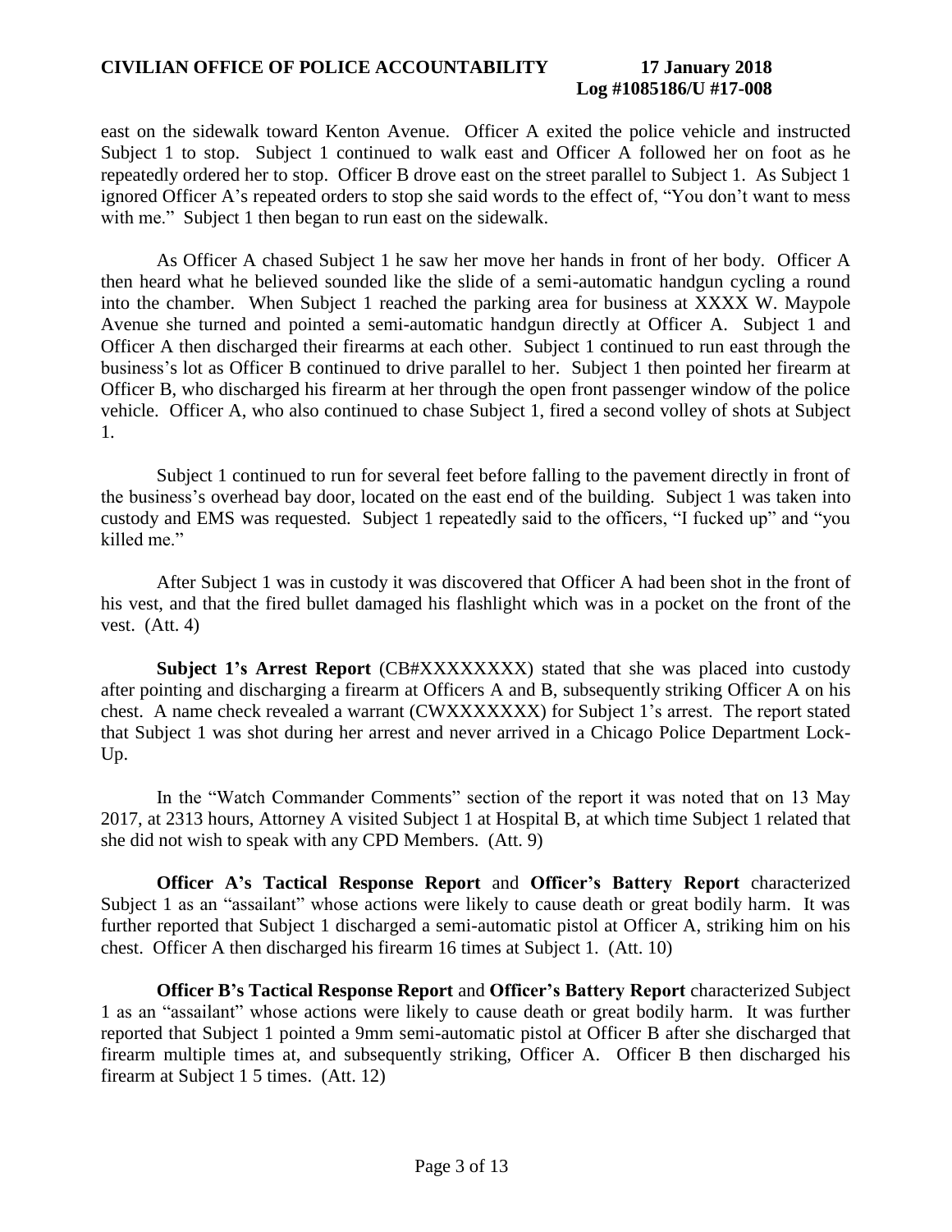east on the sidewalk toward Kenton Avenue. Officer A exited the police vehicle and instructed Subject 1 to stop. Subject 1 continued to walk east and Officer A followed her on foot as he repeatedly ordered her to stop. Officer B drove east on the street parallel to Subject 1. As Subject 1 ignored Officer A's repeated orders to stop she said words to the effect of, "You don't want to mess with me." Subject 1 then began to run east on the sidewalk.

As Officer A chased Subject 1 he saw her move her hands in front of her body. Officer A then heard what he believed sounded like the slide of a semi-automatic handgun cycling a round into the chamber. When Subject 1 reached the parking area for business at XXXX W. Maypole Avenue she turned and pointed a semi-automatic handgun directly at Officer A. Subject 1 and Officer A then discharged their firearms at each other. Subject 1 continued to run east through the business's lot as Officer B continued to drive parallel to her. Subject 1 then pointed her firearm at Officer B, who discharged his firearm at her through the open front passenger window of the police vehicle. Officer A, who also continued to chase Subject 1, fired a second volley of shots at Subject 1.

Subject 1 continued to run for several feet before falling to the pavement directly in front of the business's overhead bay door, located on the east end of the building. Subject 1 was taken into custody and EMS was requested. Subject 1 repeatedly said to the officers, "I fucked up" and "you killed me."

After Subject 1 was in custody it was discovered that Officer A had been shot in the front of his vest, and that the fired bullet damaged his flashlight which was in a pocket on the front of the vest. (Att. 4)

**Subject 1's Arrest Report** (CB#XXXXXXXX) stated that she was placed into custody after pointing and discharging a firearm at Officers A and B, subsequently striking Officer A on his chest. A name check revealed a warrant (CWXXXXXXX) for Subject 1's arrest. The report stated that Subject 1 was shot during her arrest and never arrived in a Chicago Police Department Lock-Up.

In the "Watch Commander Comments" section of the report it was noted that on 13 May 2017, at 2313 hours, Attorney A visited Subject 1 at Hospital B, at which time Subject 1 related that she did not wish to speak with any CPD Members. (Att. 9)

**Officer A's Tactical Response Report** and **Officer's Battery Report** characterized Subject 1 as an "assailant" whose actions were likely to cause death or great bodily harm. It was further reported that Subject 1 discharged a semi-automatic pistol at Officer A, striking him on his chest. Officer A then discharged his firearm 16 times at Subject 1. (Att. 10)

**Officer B's Tactical Response Report** and **Officer's Battery Report** characterized Subject 1 as an "assailant" whose actions were likely to cause death or great bodily harm. It was further reported that Subject 1 pointed a 9mm semi-automatic pistol at Officer B after she discharged that firearm multiple times at, and subsequently striking, Officer A. Officer B then discharged his firearm at Subject 1 5 times. (Att. 12)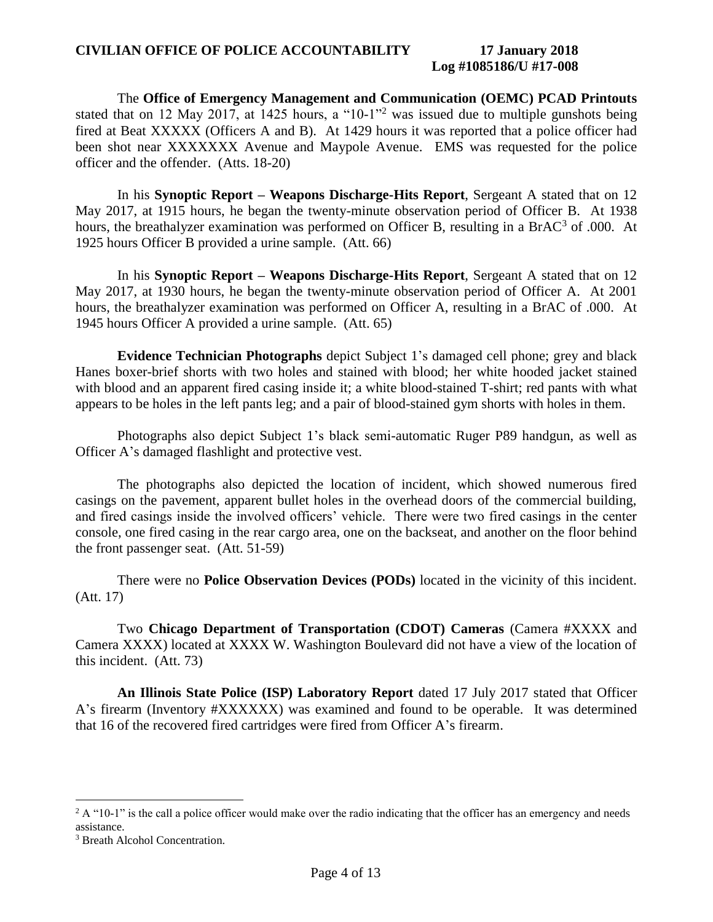The **Office of Emergency Management and Communication (OEMC) PCAD Printouts** stated that on 12 May 2017, at 1425 hours, a "10-1"[2] was issued due to multiple gunshots being fired at Beat XXXXX (Officers A and B). At 1429 hours it was reported that a police officer had been shot near XXXXXXX Avenue and Maypole Avenue. EMS was requested for the police officer and the offender. (Atts. 18-20)

In his **Synoptic Report – Weapons Discharge-Hits Report**, Sergeant A stated that on 12 May 2017, at 1915 hours, he began the twenty-minute observation period of Officer B. At 1938 hours, the breathalyzer examination was performed on Officer B, resulting in a BrAC[3] of .000. At 1925 hours Officer B provided a urine sample. (Att. 66)

In his **Synoptic Report – Weapons Discharge-Hits Report**, Sergeant A stated that on 12 May 2017, at 1930 hours, he began the twenty-minute observation period of Officer A. At 2001 hours, the breathalyzer examination was performed on Officer A, resulting in a BrAC of .000. At 1945 hours Officer A provided a urine sample. (Att. 65)

**Evidence Technician Photographs** depict Subject 1's damaged cell phone; grey and black Hanes boxer-brief shorts with two holes and stained with blood; her white hooded jacket stained with blood and an apparent fired casing inside it; a white blood-stained T-shirt; red pants with what appears to be holes in the left pants leg; and a pair of blood-stained gym shorts with holes in them.

Photographs also depict Subject 1's black semi-automatic Ruger P89 handgun, as well as Officer A's damaged flashlight and protective vest.

The photographs also depicted the location of incident, which showed numerous fired casings on the pavement, apparent bullet holes in the overhead doors of the commercial building, and fired casings inside the involved officers' vehicle. There were two fired casings in the center console, one fired casing in the rear cargo area, one on the backseat, and another on the floor behind the front passenger seat. (Att. 51-59)

There were no **Police Observation Devices (PODs)** located in the vicinity of this incident. (Att. 17)

Two **Chicago Department of Transportation (CDOT) Cameras** (Camera #XXXX and Camera XXXX) located at XXXX W. Washington Boulevard did not have a view of the location of this incident. (Att. 73)

**An Illinois State Police (ISP) Laboratory Report** dated 17 July 2017 stated that Officer A's firearm (Inventory #XXXXXX) was examined and found to be operable. It was determined that 16 of the recovered fired cartridges were fired from Officer A's firearm.

---

[2] A "10-1" is the call a police officer would make over the radio indicating that the officer has an emergency and needs assistance.

[3] Breath Alcohol Concentration.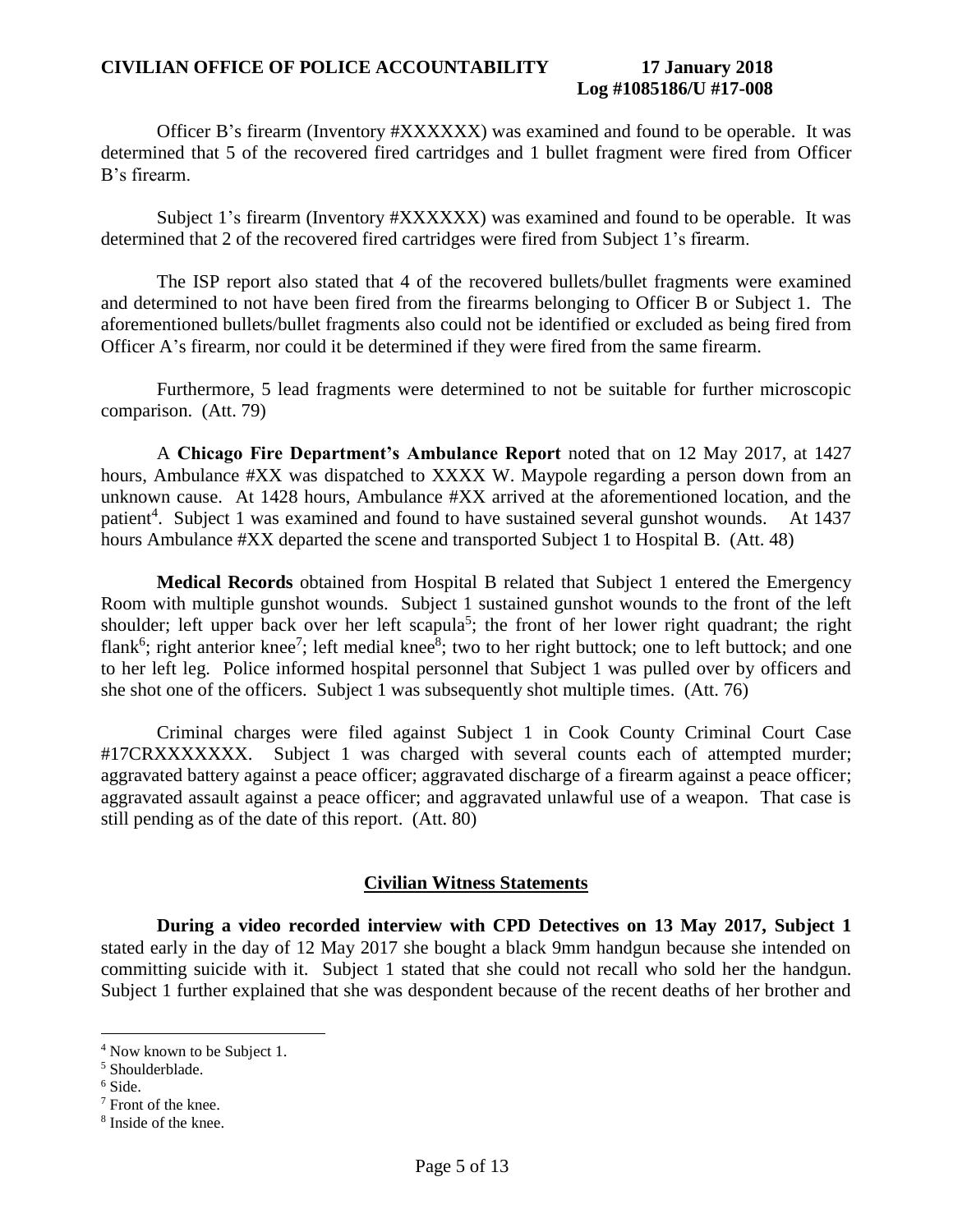Officer B's firearm (Inventory #XXXXXX) was examined and found to be operable. It was determined that 5 of the recovered fired cartridges and 1 bullet fragment were fired from Officer B's firearm.

Subject 1's firearm (Inventory #XXXXXX) was examined and found to be operable. It was determined that 2 of the recovered fired cartridges were fired from Subject 1's firearm.

The ISP report also stated that 4 of the recovered bullets/bullet fragments were examined and determined to not have been fired from the firearms belonging to Officer B or Subject 1. The aforementioned bullets/bullet fragments also could not be identified or excluded as being fired from Officer A's firearm, nor could it be determined if they were fired from the same firearm.

Furthermore, 5 lead fragments were determined to not be suitable for further microscopic comparison. (Att. 79)

A **Chicago Fire Department's Ambulance Report** noted that on 12 May 2017, at 1427 hours, Ambulance #XX was dispatched to XXXX W. Maypole regarding a person down from an unknown cause. At 1428 hours, Ambulance #XX arrived at the aforementioned location, and the patient[4]. Subject 1 was examined and found to have sustained several gunshot wounds. At 1437 hours Ambulance #XX departed the scene and transported Subject 1 to Hospital B. (Att. 48)

**Medical Records** obtained from Hospital B related that Subject 1 entered the Emergency Room with multiple gunshot wounds. Subject 1 sustained gunshot wounds to the front of the left shoulder; left upper back over her left scapula[5]; the front of her lower right quadrant; the right flank[6]; right anterior knee[7]; left medial knee[8]; two to her right buttock; one to left buttock; and one to her left leg. Police informed hospital personnel that Subject 1 was pulled over by officers and she shot one of the officers. Subject 1 was subsequently shot multiple times. (Att. 76)

Criminal charges were filed against Subject 1 in Cook County Criminal Court Case #17CRXXXXXXX. Subject 1 was charged with several counts each of attempted murder; aggravated battery against a peace officer; aggravated discharge of a firearm against a peace officer; aggravated assault against a peace officer; and aggravated unlawful use of a weapon. That case is still pending as of the date of this report. (Att. 80)

## Civilian Witness Statements

**During a video recorded interview with CPD Detectives on 13 May 2017, Subject 1** stated early in the day of 12 May 2017 she bought a black 9mm handgun because she intended on committing suicide with it. Subject 1 stated that she could not recall who sold her the handgun. Subject 1 further explained that she was despondent because of the recent deaths of her brother and

---

[4] Now known to be Subject 1.

[5] Shoulderblade.

[6] Side.

[7] Front of the knee.

[8] Inside of the knee.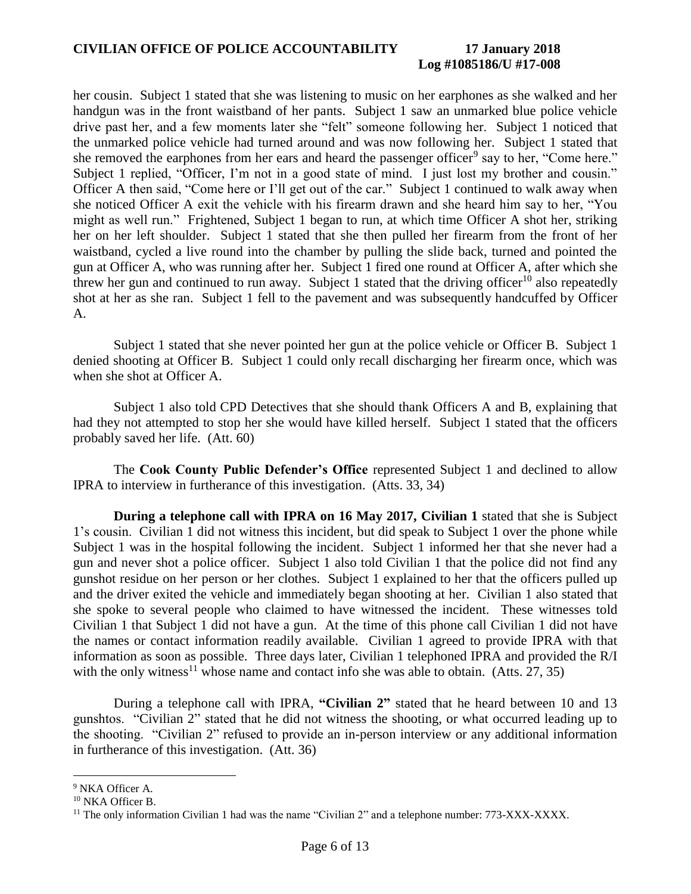her cousin. Subject 1 stated that she was listening to music on her earphones as she walked and her handgun was in the front waistband of her pants. Subject 1 saw an unmarked blue police vehicle drive past her, and a few moments later she "felt" someone following her. Subject 1 noticed that the unmarked police vehicle had turned around and was now following her. Subject 1 stated that she removed the earphones from her ears and heard the passenger officer[9] say to her, "Come here." Subject 1 replied, "Officer, I'm not in a good state of mind. I just lost my brother and cousin." Officer A then said, "Come here or I'll get out of the car." Subject 1 continued to walk away when she noticed Officer A exit the vehicle with his firearm drawn and she heard him say to her, "You might as well run." Frightened, Subject 1 began to run, at which time Officer A shot her, striking her on her left shoulder. Subject 1 stated that she then pulled her firearm from the front of her waistband, cycled a live round into the chamber by pulling the slide back, turned and pointed the gun at Officer A, who was running after her. Subject 1 fired one round at Officer A, after which she threw her gun and continued to run away. Subject 1 stated that the driving officer[10] also repeatedly shot at her as she ran. Subject 1 fell to the pavement and was subsequently handcuffed by Officer A.

Subject 1 stated that she never pointed her gun at the police vehicle or Officer B. Subject 1 denied shooting at Officer B. Subject 1 could only recall discharging her firearm once, which was when she shot at Officer A.

Subject 1 also told CPD Detectives that she should thank Officers A and B, explaining that had they not attempted to stop her she would have killed herself. Subject 1 stated that the officers probably saved her life. (Att. 60)

The **Cook County Public Defender's Office** represented Subject 1 and declined to allow IPRA to interview in furtherance of this investigation. (Atts. 33, 34)

**During a telephone call with IPRA on 16 May 2017, Civilian 1** stated that she is Subject 1's cousin. Civilian 1 did not witness this incident, but did speak to Subject 1 over the phone while Subject 1 was in the hospital following the incident. Subject 1 informed her that she never had a gun and never shot a police officer. Subject 1 also told Civilian 1 that the police did not find any gunshot residue on her person or her clothes. Subject 1 explained to her that the officers pulled up and the driver exited the vehicle and immediately began shooting at her. Civilian 1 also stated that she spoke to several people who claimed to have witnessed the incident. These witnesses told Civilian 1 that Subject 1 did not have a gun. At the time of this phone call Civilian 1 did not have the names or contact information readily available. Civilian 1 agreed to provide IPRA with that information as soon as possible. Three days later, Civilian 1 telephoned IPRA and provided the R/I with the only witness[11] whose name and contact info she was able to obtain. (Atts. 27, 35)

During a telephone call with IPRA, **"Civilian 2"** stated that he heard between 10 and 13 gunshtos. "Civilian 2" stated that he did not witness the shooting, or what occurred leading up to the shooting. "Civilian 2" refused to provide an in-person interview or any additional information in furtherance of this investigation. (Att. 36)

---

[9] NKA Officer A.

[10] NKA Officer B.

[11] The only information Civilian 1 had was the name "Civilian 2" and a telephone number: 773-XXX-XXXX.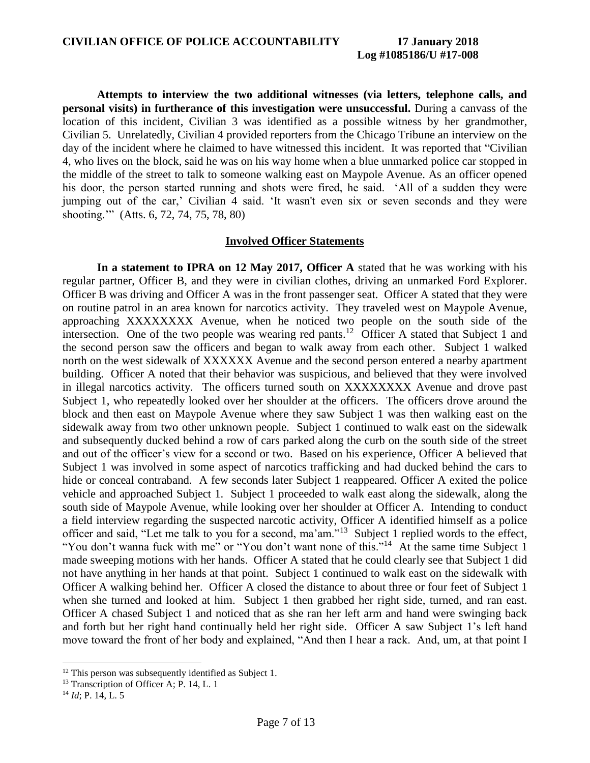**Attempts to interview the two additional witnesses (via letters, telephone calls, and personal visits) in furtherance of this investigation were unsuccessful.** During a canvass of the location of this incident, Civilian 3 was identified as a possible witness by her grandmother, Civilian 5. Unrelatedly, Civilian 4 provided reporters from the Chicago Tribune an interview on the day of the incident where he claimed to have witnessed this incident. It was reported that "Civilian 4, who lives on the block, said he was on his way home when a blue unmarked police car stopped in the middle of the street to talk to someone walking east on Maypole Avenue. As an officer opened his door, the person started running and shots were fired, he said. 'All of a sudden they were jumping out of the car,' Civilian 4 said. 'It wasn't even six or seven seconds and they were shooting.'" (Atts. 6, 72, 74, 75, 78, 80)

## Involved Officer Statements

**In a statement to IPRA on 12 May 2017, Officer A** stated that he was working with his regular partner, Officer B, and they were in civilian clothes, driving an unmarked Ford Explorer. Officer B was driving and Officer A was in the front passenger seat. Officer A stated that they were on routine patrol in an area known for narcotics activity. They traveled west on Maypole Avenue, approaching XXXXXXXX Avenue, when he noticed two people on the south side of the intersection. One of the two people was wearing red pants.[12] Officer A stated that Subject 1 and the second person saw the officers and began to walk away from each other. Subject 1 walked north on the west sidewalk of XXXXXX Avenue and the second person entered a nearby apartment building. Officer A noted that their behavior was suspicious, and believed that they were involved in illegal narcotics activity. The officers turned south on XXXXXXXX Avenue and drove past Subject 1, who repeatedly looked over her shoulder at the officers. The officers drove around the block and then east on Maypole Avenue where they saw Subject 1 was then walking east on the sidewalk away from two other unknown people. Subject 1 continued to walk east on the sidewalk and subsequently ducked behind a row of cars parked along the curb on the south side of the street and out of the officer's view for a second or two. Based on his experience, Officer A believed that Subject 1 was involved in some aspect of narcotics trafficking and had ducked behind the cars to hide or conceal contraband. A few seconds later Subject 1 reappeared. Officer A exited the police vehicle and approached Subject 1. Subject 1 proceeded to walk east along the sidewalk, along the south side of Maypole Avenue, while looking over her shoulder at Officer A. Intending to conduct a field interview regarding the suspected narcotic activity, Officer A identified himself as a police officer and said, "Let me talk to you for a second, ma'am."[13] Subject 1 replied words to the effect, "You don't wanna fuck with me" or "You don't want none of this."[14] At the same time Subject 1 made sweeping motions with her hands. Officer A stated that he could clearly see that Subject 1 did not have anything in her hands at that point. Subject 1 continued to walk east on the sidewalk with Officer A walking behind her. Officer A closed the distance to about three or four feet of Subject 1 when she turned and looked at him. Subject 1 then grabbed her right side, turned, and ran east. Officer A chased Subject 1 and noticed that as she ran her left arm and hand were swinging back and forth but her right hand continually held her right side. Officer A saw Subject 1's left hand move toward the front of her body and explained, "And then I hear a rack. And, um, at that point I

---

[12] This person was subsequently identified as Subject 1.

[13] Transcription of Officer A; P. 14, L. 1

[14] *Id*; P. 14, L. 5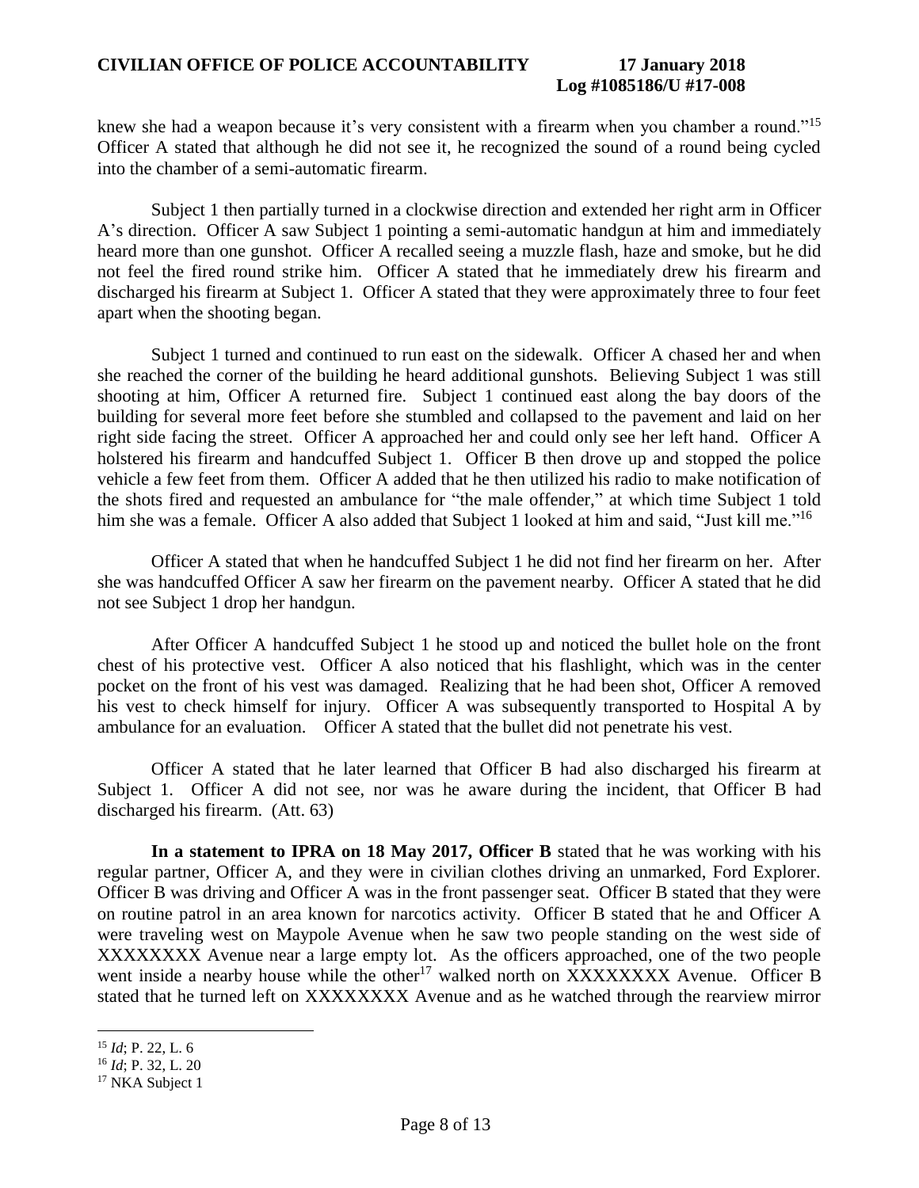knew she had a weapon because it's very consistent with a firearm when you chamber a round."[15] Officer A stated that although he did not see it, he recognized the sound of a round being cycled into the chamber of a semi-automatic firearm.

Subject 1 then partially turned in a clockwise direction and extended her right arm in Officer A's direction. Officer A saw Subject 1 pointing a semi-automatic handgun at him and immediately heard more than one gunshot. Officer A recalled seeing a muzzle flash, haze and smoke, but he did not feel the fired round strike him. Officer A stated that he immediately drew his firearm and discharged his firearm at Subject 1. Officer A stated that they were approximately three to four feet apart when the shooting began.

Subject 1 turned and continued to run east on the sidewalk. Officer A chased her and when she reached the corner of the building he heard additional gunshots. Believing Subject 1 was still shooting at him, Officer A returned fire. Subject 1 continued east along the bay doors of the building for several more feet before she stumbled and collapsed to the pavement and laid on her right side facing the street. Officer A approached her and could only see her left hand. Officer A holstered his firearm and handcuffed Subject 1. Officer B then drove up and stopped the police vehicle a few feet from them. Officer A added that he then utilized his radio to make notification of the shots fired and requested an ambulance for "the male offender," at which time Subject 1 told him she was a female. Officer A also added that Subject 1 looked at him and said, "Just kill me."[16]

Officer A stated that when he handcuffed Subject 1 he did not find her firearm on her. After she was handcuffed Officer A saw her firearm on the pavement nearby. Officer A stated that he did not see Subject 1 drop her handgun.

After Officer A handcuffed Subject 1 he stood up and noticed the bullet hole on the front chest of his protective vest. Officer A also noticed that his flashlight, which was in the center pocket on the front of his vest was damaged. Realizing that he had been shot, Officer A removed his vest to check himself for injury. Officer A was subsequently transported to Hospital A by ambulance for an evaluation. Officer A stated that the bullet did not penetrate his vest.

Officer A stated that he later learned that Officer B had also discharged his firearm at Subject 1. Officer A did not see, nor was he aware during the incident, that Officer B had discharged his firearm. (Att. 63)

**In a statement to IPRA on 18 May 2017, Officer B** stated that he was working with his regular partner, Officer A, and they were in civilian clothes driving an unmarked, Ford Explorer. Officer B was driving and Officer A was in the front passenger seat. Officer B stated that they were on routine patrol in an area known for narcotics activity. Officer B stated that he and Officer A were traveling west on Maypole Avenue when he saw two people standing on the west side of XXXXXXXX Avenue near a large empty lot. As the officers approached, one of the two people went inside a nearby house while the other[17] walked north on XXXXXXXX Avenue. Officer B stated that he turned left on XXXXXXXX Avenue and as he watched through the rearview mirror

---

[15] *Id*; P. 22, L. 6

[16] *Id*; P. 32, L. 20

[17] NKA Subject 1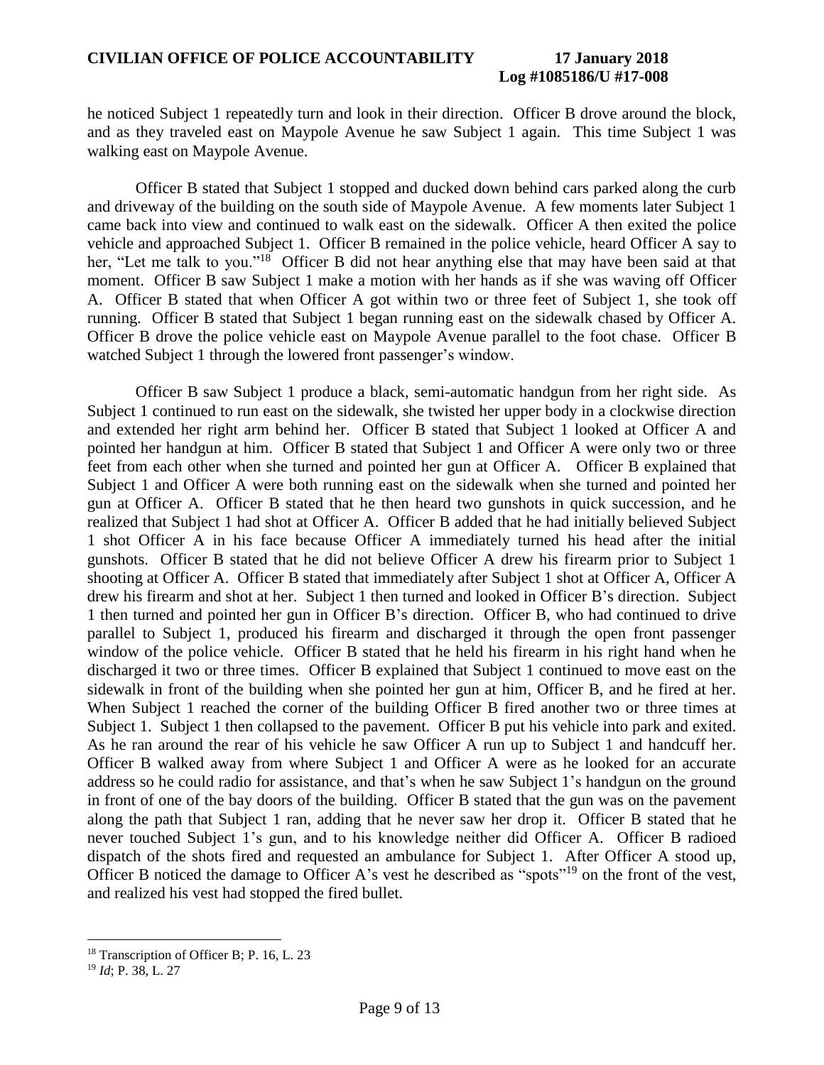he noticed Subject 1 repeatedly turn and look in their direction. Officer B drove around the block, and as they traveled east on Maypole Avenue he saw Subject 1 again. This time Subject 1 was walking east on Maypole Avenue.

Officer B stated that Subject 1 stopped and ducked down behind cars parked along the curb and driveway of the building on the south side of Maypole Avenue. A few moments later Subject 1 came back into view and continued to walk east on the sidewalk. Officer A then exited the police vehicle and approached Subject 1. Officer B remained in the police vehicle, heard Officer A say to her, "Let me talk to you."[18] Officer B did not hear anything else that may have been said at that moment. Officer B saw Subject 1 make a motion with her hands as if she was waving off Officer A. Officer B stated that when Officer A got within two or three feet of Subject 1, she took off running. Officer B stated that Subject 1 began running east on the sidewalk chased by Officer A. Officer B drove the police vehicle east on Maypole Avenue parallel to the foot chase. Officer B watched Subject 1 through the lowered front passenger's window.

Officer B saw Subject 1 produce a black, semi-automatic handgun from her right side. As Subject 1 continued to run east on the sidewalk, she twisted her upper body in a clockwise direction and extended her right arm behind her. Officer B stated that Subject 1 looked at Officer A and pointed her handgun at him. Officer B stated that Subject 1 and Officer A were only two or three feet from each other when she turned and pointed her gun at Officer A. Officer B explained that Subject 1 and Officer A were both running east on the sidewalk when she turned and pointed her gun at Officer A. Officer B stated that he then heard two gunshots in quick succession, and he realized that Subject 1 had shot at Officer A. Officer B added that he had initially believed Subject 1 shot Officer A in his face because Officer A immediately turned his head after the initial gunshots. Officer B stated that he did not believe Officer A drew his firearm prior to Subject 1 shooting at Officer A. Officer B stated that immediately after Subject 1 shot at Officer A, Officer A drew his firearm and shot at her. Subject 1 then turned and looked in Officer B's direction. Subject 1 then turned and pointed her gun in Officer B's direction. Officer B, who had continued to drive parallel to Subject 1, produced his firearm and discharged it through the open front passenger window of the police vehicle. Officer B stated that he held his firearm in his right hand when he discharged it two or three times. Officer B explained that Subject 1 continued to move east on the sidewalk in front of the building when she pointed her gun at him, Officer B, and he fired at her. When Subject 1 reached the corner of the building Officer B fired another two or three times at Subject 1. Subject 1 then collapsed to the pavement. Officer B put his vehicle into park and exited. As he ran around the rear of his vehicle he saw Officer A run up to Subject 1 and handcuff her. Officer B walked away from where Subject 1 and Officer A were as he looked for an accurate address so he could radio for assistance, and that's when he saw Subject 1's handgun on the ground in front of one of the bay doors of the building. Officer B stated that the gun was on the pavement along the path that Subject 1 ran, adding that he never saw her drop it. Officer B stated that he never touched Subject 1's gun, and to his knowledge neither did Officer A. Officer B radioed dispatch of the shots fired and requested an ambulance for Subject 1. After Officer A stood up, Officer B noticed the damage to Officer A's vest he described as "spots"[19] on the front of the vest, and realized his vest had stopped the fired bullet.

---

[18] Transcription of Officer B; P. 16, L. 23

[19] *Id*; P. 38, L. 27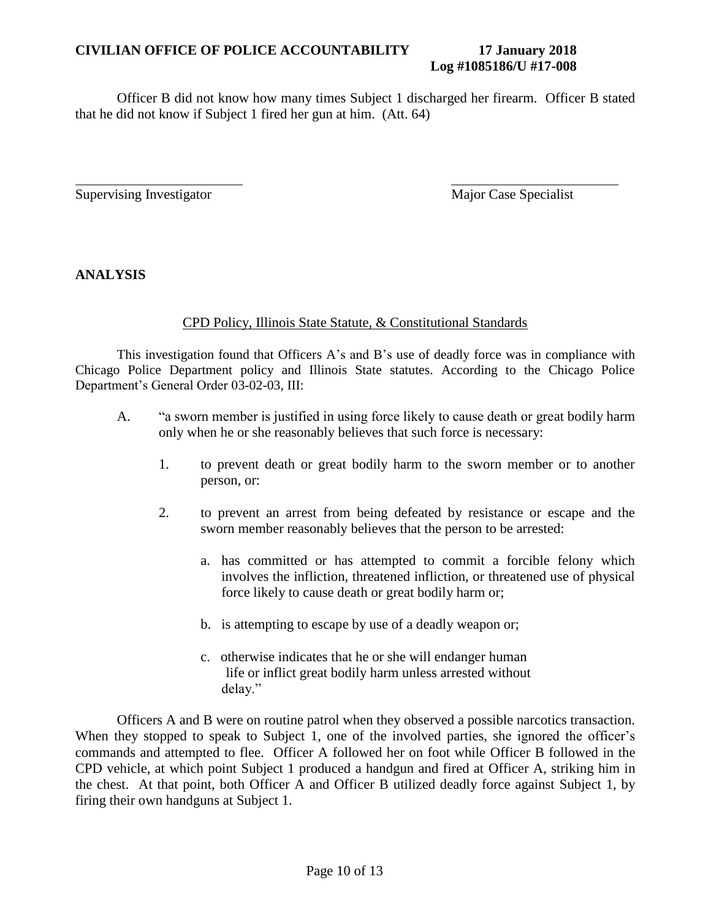Officer B did not know how many times Subject 1 discharged her firearm. Officer B stated that he did not know if Subject 1 fired her gun at him. (Att. 64)

Supervising Investigator                                                                 Major Case Specialist

## ANALYSIS

### CPD Policy, Illinois State Statute, & Constitutional Standards

This investigation found that Officers A's and B's use of deadly force was in compliance with Chicago Police Department policy and Illinois State statutes. According to the Chicago Police Department's General Order 03-02-03, III:

A. "a sworn member is justified in using force likely to cause death or great bodily harm only when he or she reasonably believes that such force is necessary:

   1. to prevent death or great bodily harm to the sworn member or to another person, or:

   2. to prevent an arrest from being defeated by resistance or escape and the sworn member reasonably believes that the person to be arrested:

      a. has committed or has attempted to commit a forcible felony which involves the infliction, threatened infliction, or threatened use of physical force likely to cause death or great bodily harm or;

      b. is attempting to escape by use of a deadly weapon or;

      c. otherwise indicates that he or she will endanger human life or inflict great bodily harm unless arrested without delay."

Officers A and B were on routine patrol when they observed a possible narcotics transaction. When they stopped to speak to Subject 1, one of the involved parties, she ignored the officer's commands and attempted to flee. Officer A followed her on foot while Officer B followed in the CPD vehicle, at which point Subject 1 produced a handgun and fired at Officer A, striking him in the chest. At that point, both Officer A and Officer B utilized deadly force against Subject 1, by firing their own handguns at Subject 1.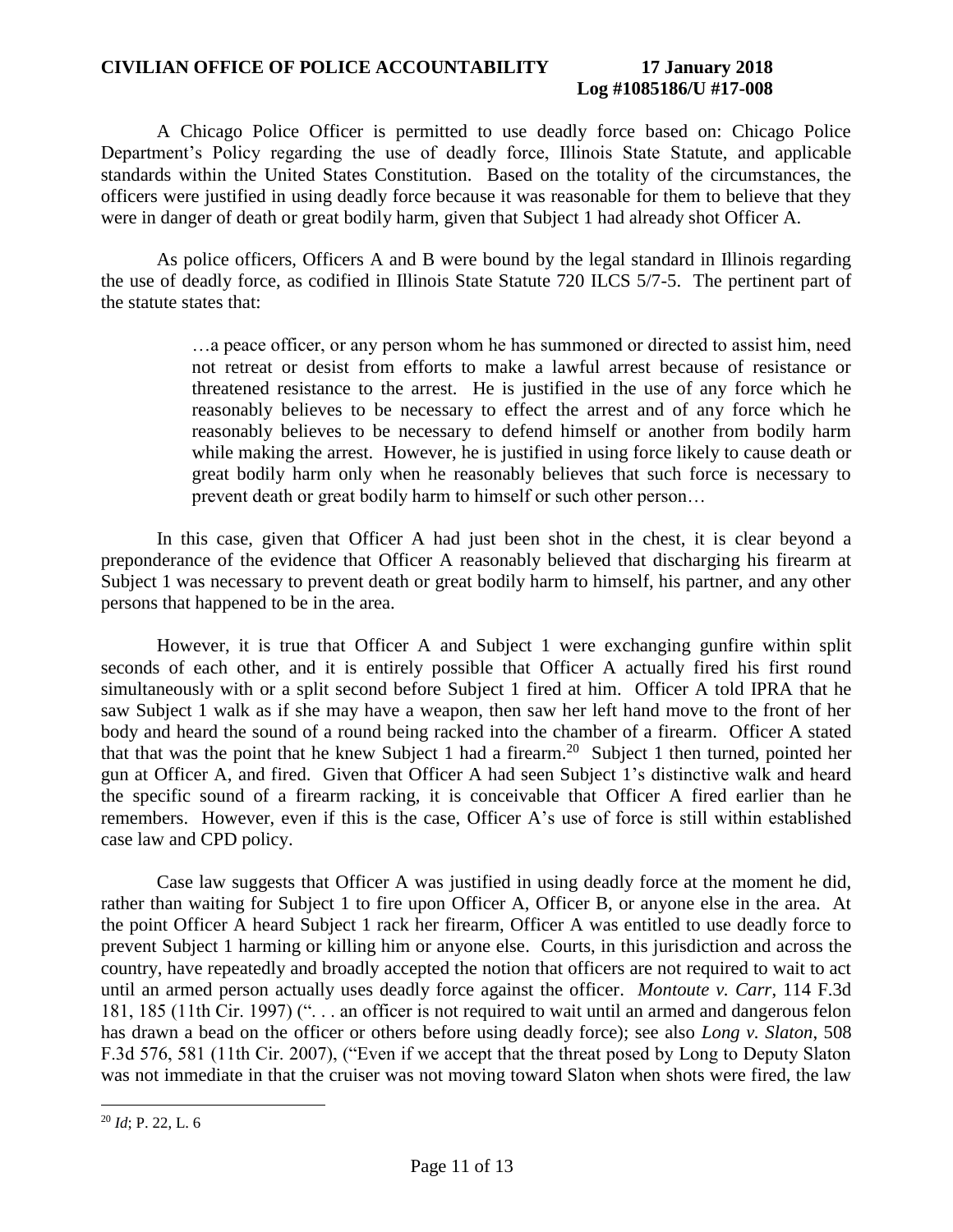A Chicago Police Officer is permitted to use deadly force based on: Chicago Police Department's Policy regarding the use of deadly force, Illinois State Statute, and applicable standards within the United States Constitution. Based on the totality of the circumstances, the officers were justified in using deadly force because it was reasonable for them to believe that they were in danger of death or great bodily harm, given that Subject 1 had already shot Officer A.

As police officers, Officers A and B were bound by the legal standard in Illinois regarding the use of deadly force, as codified in Illinois State Statute 720 ILCS 5/7-5. The pertinent part of the statute states that:

> …a peace officer, or any person whom he has summoned or directed to assist him, need not retreat or desist from efforts to make a lawful arrest because of resistance or threatened resistance to the arrest. He is justified in the use of any force which he reasonably believes to be necessary to effect the arrest and of any force which he reasonably believes to be necessary to defend himself or another from bodily harm while making the arrest. However, he is justified in using force likely to cause death or great bodily harm only when he reasonably believes that such force is necessary to prevent death or great bodily harm to himself or such other person…

In this case, given that Officer A had just been shot in the chest, it is clear beyond a preponderance of the evidence that Officer A reasonably believed that discharging his firearm at Subject 1 was necessary to prevent death or great bodily harm to himself, his partner, and any other persons that happened to be in the area.

However, it is true that Officer A and Subject 1 were exchanging gunfire within split seconds of each other, and it is entirely possible that Officer A actually fired his first round simultaneously with or a split second before Subject 1 fired at him. Officer A told IPRA that he saw Subject 1 walk as if she may have a weapon, then saw her left hand move to the front of her body and heard the sound of a round being racked into the chamber of a firearm. Officer A stated that that was the point that he knew Subject 1 had a firearm.[20] Subject 1 then turned, pointed her gun at Officer A, and fired. Given that Officer A had seen Subject 1's distinctive walk and heard the specific sound of a firearm racking, it is conceivable that Officer A fired earlier than he remembers. However, even if this is the case, Officer A's use of force is still within established case law and CPD policy.

Case law suggests that Officer A was justified in using deadly force at the moment he did, rather than waiting for Subject 1 to fire upon Officer A, Officer B, or anyone else in the area. At the point Officer A heard Subject 1 rack her firearm, Officer A was entitled to use deadly force to prevent Subject 1 harming or killing him or anyone else. Courts, in this jurisdiction and across the country, have repeatedly and broadly accepted the notion that officers are not required to wait to act until an armed person actually uses deadly force against the officer. *Montoute v. Carr*, 114 F.3d 181, 185 (11th Cir. 1997) (". . . an officer is not required to wait until an armed and dangerous felon has drawn a bead on the officer or others before using deadly force); see also *Long v. Slaton*, 508 F.3d 576, 581 (11th Cir. 2007), ("Even if we accept that the threat posed by Long to Deputy Slaton was not immediate in that the cruiser was not moving toward Slaton when shots were fired, the law

---

[20] *Id*; P. 22, L. 6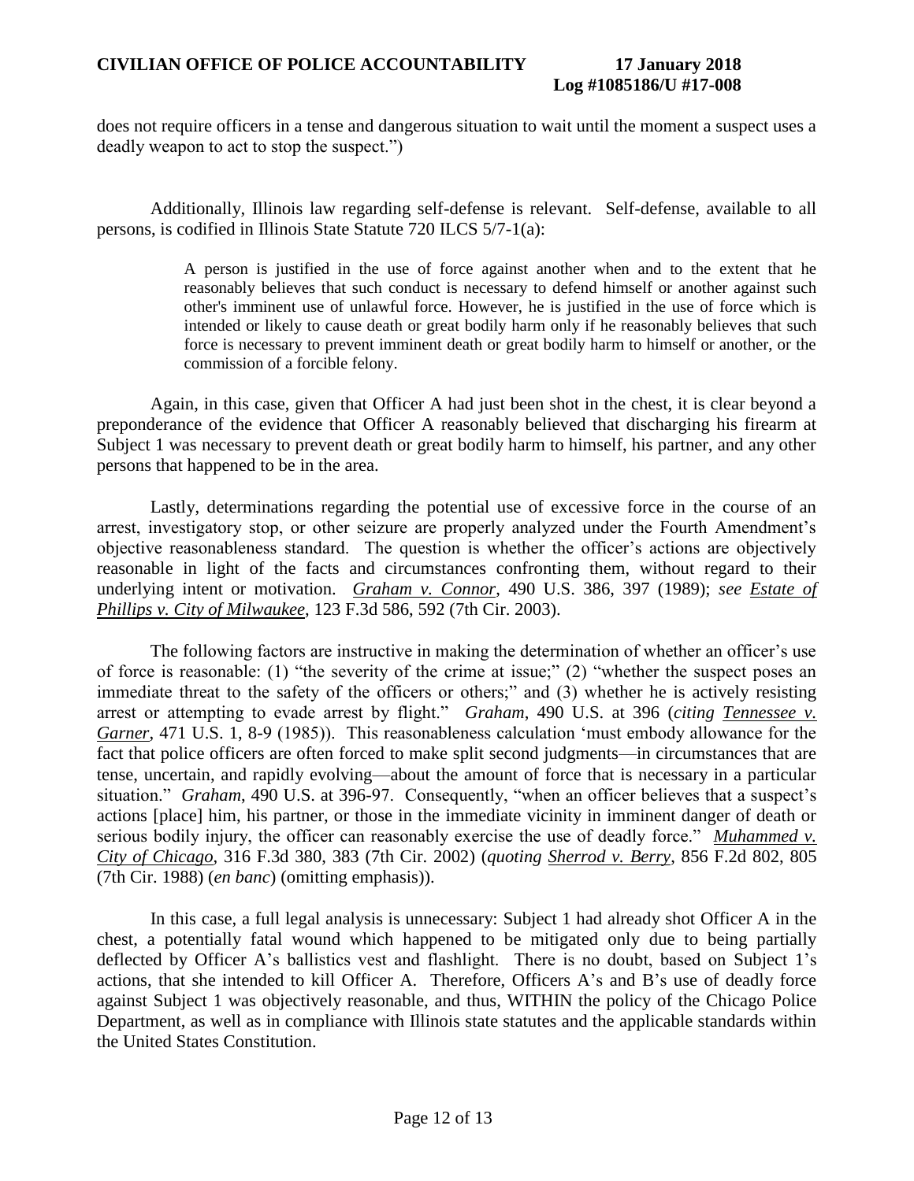does not require officers in a tense and dangerous situation to wait until the moment a suspect uses a deadly weapon to act to stop the suspect.")

Additionally, Illinois law regarding self-defense is relevant. Self-defense, available to all persons, is codified in Illinois State Statute 720 ILCS 5/7-1(a):

> A person is justified in the use of force against another when and to the extent that he reasonably believes that such conduct is necessary to defend himself or another against such other's imminent use of unlawful force. However, he is justified in the use of force which is intended or likely to cause death or great bodily harm only if he reasonably believes that such force is necessary to prevent imminent death or great bodily harm to himself or another, or the commission of a forcible felony.

Again, in this case, given that Officer A had just been shot in the chest, it is clear beyond a preponderance of the evidence that Officer A reasonably believed that discharging his firearm at Subject 1 was necessary to prevent death or great bodily harm to himself, his partner, and any other persons that happened to be in the area.

Lastly, determinations regarding the potential use of excessive force in the course of an arrest, investigatory stop, or other seizure are properly analyzed under the Fourth Amendment's objective reasonableness standard. The question is whether the officer's actions are objectively reasonable in light of the facts and circumstances confronting them, without regard to their underlying intent or motivation. *Graham v. Connor*, 490 U.S. 386, 397 (1989); *see Estate of Phillips v. City of Milwaukee*, 123 F.3d 586, 592 (7th Cir. 2003).

The following factors are instructive in making the determination of whether an officer's use of force is reasonable: (1) "the severity of the crime at issue;" (2) "whether the suspect poses an immediate threat to the safety of the officers or others;" and (3) whether he is actively resisting arrest or attempting to evade arrest by flight." *Graham*, 490 U.S. at 396 (*citing Tennessee v. Garner*, 471 U.S. 1, 8-9 (1985)). This reasonableness calculation 'must embody allowance for the fact that police officers are often forced to make split second judgments—in circumstances that are tense, uncertain, and rapidly evolving—about the amount of force that is necessary in a particular situation." *Graham*, 490 U.S. at 396-97. Consequently, "when an officer believes that a suspect's actions [place] him, his partner, or those in the immediate vicinity in imminent danger of death or serious bodily injury, the officer can reasonably exercise the use of deadly force." *Muhammed v. City of Chicago*, 316 F.3d 380, 383 (7th Cir. 2002) (*quoting Sherrod v. Berry*, 856 F.2d 802, 805 (7th Cir. 1988) (*en banc*) (omitting emphasis)).

In this case, a full legal analysis is unnecessary: Subject 1 had already shot Officer A in the chest, a potentially fatal wound which happened to be mitigated only due to being partially deflected by Officer A's ballistics vest and flashlight. There is no doubt, based on Subject 1's actions, that she intended to kill Officer A. Therefore, Officers A's and B's use of deadly force against Subject 1 was objectively reasonable, and thus, WITHIN the policy of the Chicago Police Department, as well as in compliance with Illinois state statutes and the applicable standards within the United States Constitution.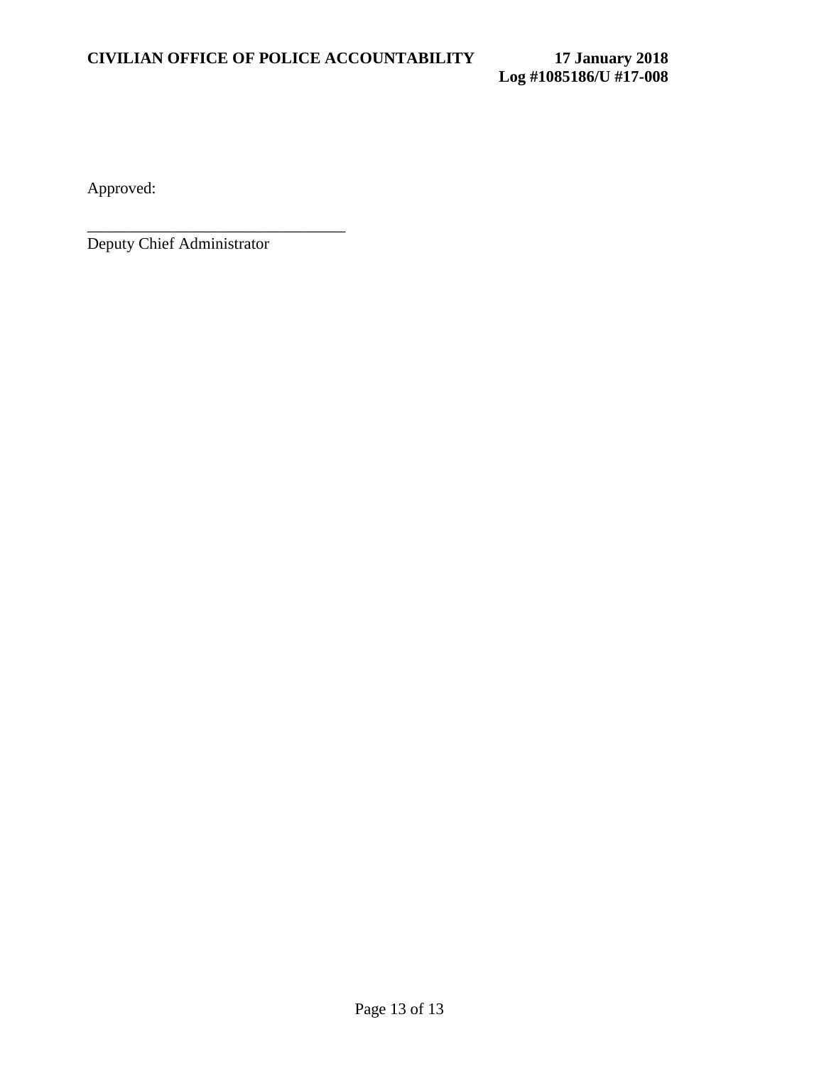Approved:

\_\_\_\_\_\_\_\_\_\_\_\_\_\_\_\_\_\_\_\_\_\_\_\_\_\_\_\_\_\_\_\_\_\_

Deputy Chief Administrator